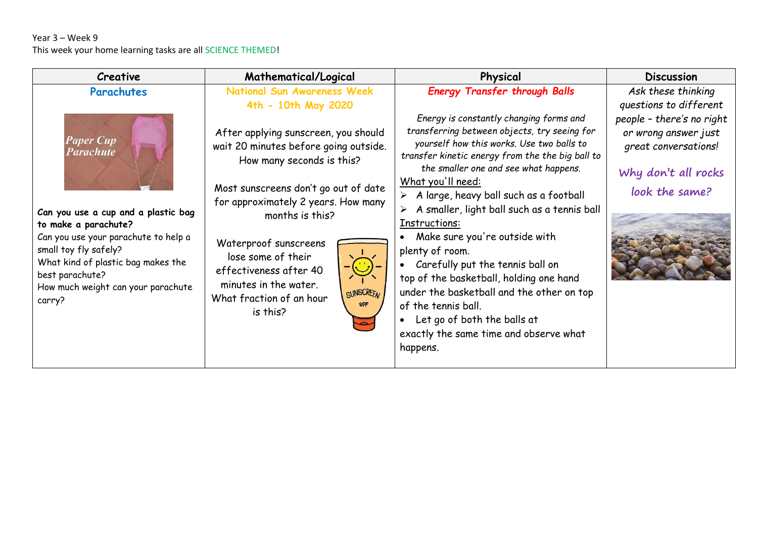Year 3 – Week 9

This week your home learning tasks are all SCIENCE THEMED!

| Creative | Mathematical/Logical | Physical | Discussion |
|---|---|---|---|
| **Parachutes**<br><br>Paper Cup Parachute<br><br>**Can you use a cup and a plastic bag to make a parachute?**<br>Can you use your parachute to help a small toy fly safely?<br>What kind of plastic bag makes the best parachute?<br>How much weight can your parachute carry? | **National Sun Awareness Week 4th - 10th May 2020**<br><br>After applying sunscreen, you should wait 20 minutes before going outside. How many seconds is this?<br><br>Most sunscreens don't go out of date for approximately 2 years. How many months is this?<br><br>Waterproof sunscreens lose some of their effectiveness after 40 minutes in the water. What fraction of an hour is this? | ***Energy Transfer through Balls***<br><br>*Energy is constantly changing forms and transferring between objects, try seeing for yourself how this works. Use two balls to transfer kinetic energy from the big ball to the smaller one and see what happens.*<br>What you'll need:<br>➢ A large, heavy ball such as a football<br>➢ A smaller, light ball such as a tennis ball<br>Instructions:<br>• Make sure you're outside with plenty of room.<br>• Carefully put the tennis ball on top of the basketball, holding one hand under the basketball and the other on top of the tennis ball.<br>• Let go of both the balls at exactly the same time and observe what happens. | *Ask these thinking questions to different people - there's no right or wrong answer just great conversations!*<br><br>*Why don't all rocks look the same?* |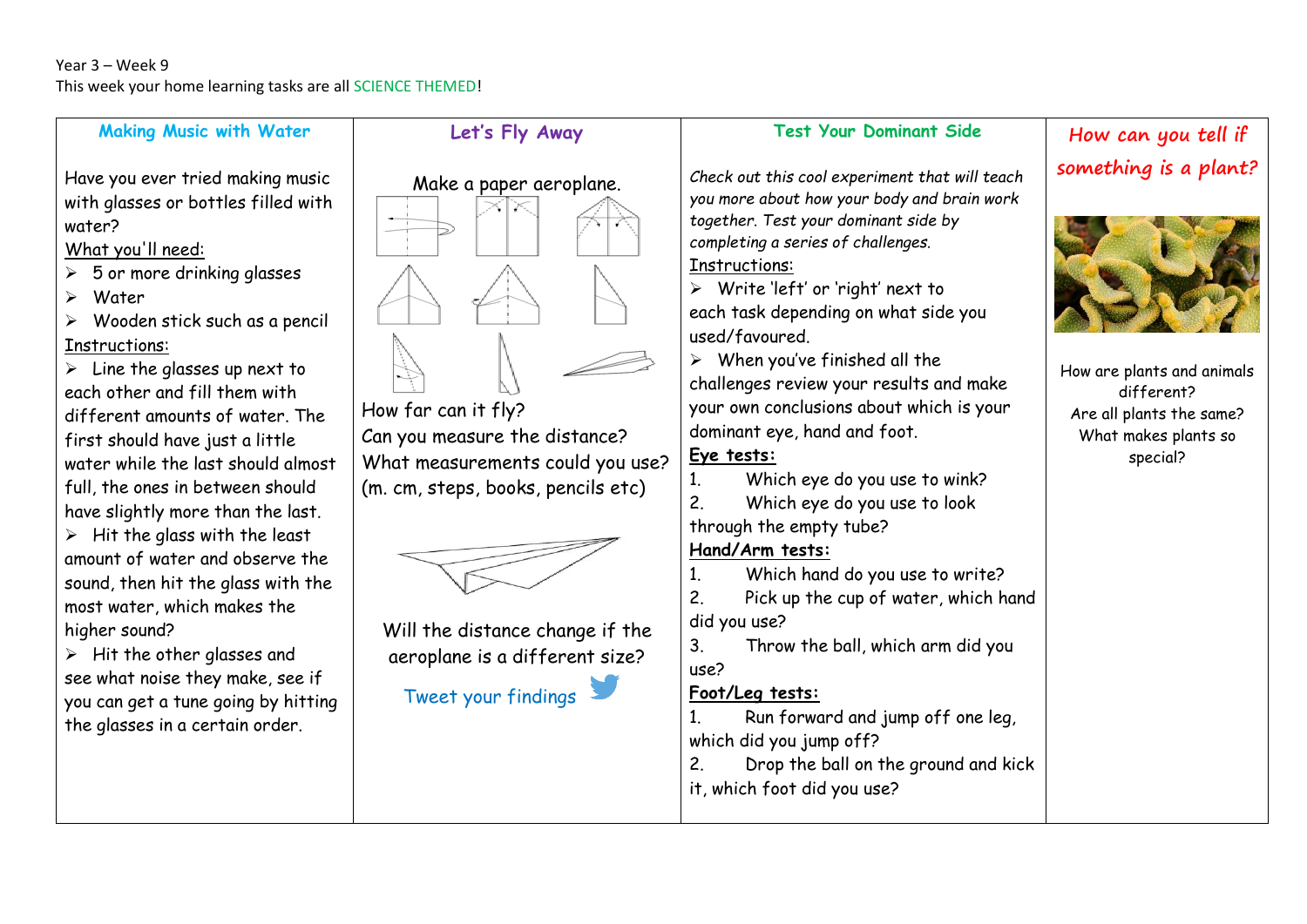Year 3 – Week 9

This week your home learning tasks are all SCIENCE THEMED!

## Making Music with Water

Have you ever tried making music with glasses or bottles filled with water?

What you'll need:

- 5 or more drinking glasses
- Water
- Wooden stick such as a pencil

Instructions:

- Line the glasses up next to each other and fill them with different amounts of water. The first should have just a little water while the last should almost full, the ones in between should have slightly more than the last.
- Hit the glass with the least amount of water and observe the sound, then hit the glass with the most water, which makes the higher sound?
- Hit the other glasses and see what noise they make, see if you can get a tune going by hitting the glasses in a certain order.

## Let's Fly Away

Make a paper aeroplane.

How far can it fly?

Can you measure the distance?

What measurements could you use? (m. cm, steps, books, pencils etc)

Will the distance change if the aeroplane is a different size?

Tweet your findings

## Test Your Dominant Side

*Check out this cool experiment that will teach you more about how your body and brain work together. Test your dominant side by completing a series of challenges.*

Instructions:

- Write 'left' or 'right' next to each task depending on what side you used/favoured.
- When you've finished all the challenges review your results and make your own conclusions about which is your dominant eye, hand and foot.

**Eye tests:**

1. Which eye do you use to wink?
2. Which eye do you use to look through the empty tube?

**Hand/Arm tests:**

1. Which hand do you use to write?
2. Pick up the cup of water, which hand did you use?
3. Throw the ball, which arm did you use?

**Foot/Leg tests:**

1. Run forward and jump off one leg, which did you jump off?
2. Drop the ball on the ground and kick it, which foot did you use?

## How can you tell if something is a plant?

How are plants and animals different?

Are all plants the same?

What makes plants so special?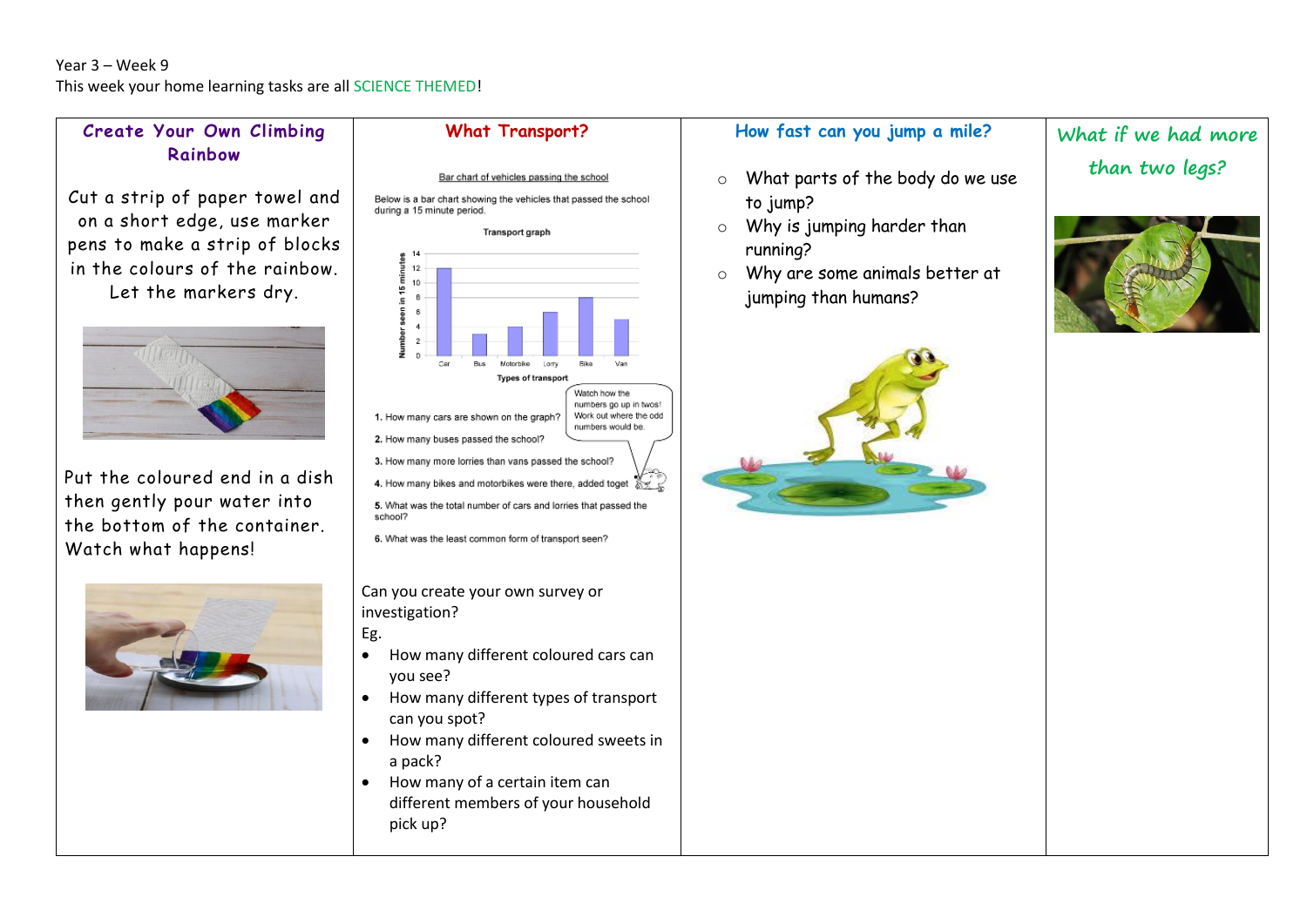Year 3 – Week 9

This week your home learning tasks are all SCIENCE THEMED!

## Create Your Own Climbing Rainbow

Cut a strip of paper towel and on a short edge, use marker pens to make a strip of blocks in the colours of the rainbow. Let the markers dry.

Put the coloured end in a dish then gently pour water into the bottom of the container. Watch what happens!

## What Transport?

Bar chart of vehicles passing the school

Below is a bar chart showing the vehicles that passed the school during a 15 minute period.

Transport graph

Number seen in 15 minutes

14
12
10
8
6
4
2
0

Car
Bus
Motorbike
Lorry
Bike
Van

Types of transport

Watch how the numbers go up in twos! Work out where the odd numbers would be.

1. How many cars are shown on the graph?
2. How many buses passed the school?
3. How many more lorries than vans passed the school?
4. How many bikes and motorbikes were there, added toget
5. What was the total number of cars and lorries that passed the school?
6. What was the least common form of transport seen?

Can you create your own survey or investigation?

Eg.

- How many different coloured cars can you see?
- How many different types of transport can you spot?
- How many different coloured sweets in a pack?
- How many of a certain item can different members of your household pick up?

## How fast can you jump a mile?

- What parts of the body do we use to jump?
- Why is jumping harder than running?
- Why are some animals better at jumping than humans?

## What if we had more than two legs?